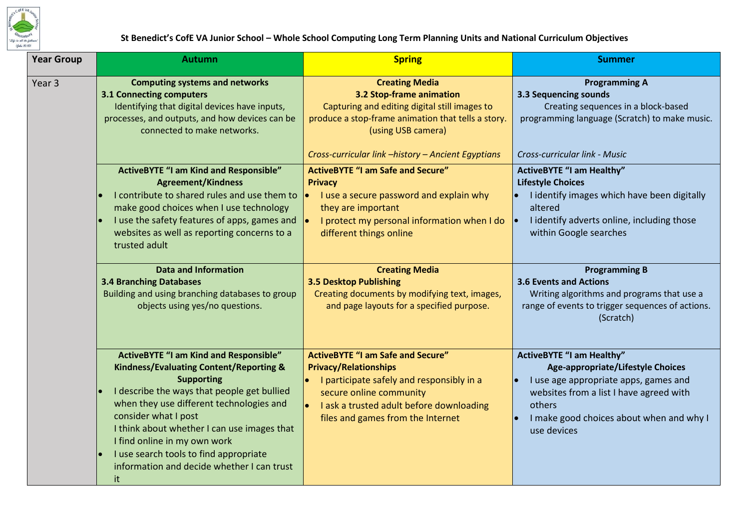# St Benedict's CofE VA Junior School – Whole School Computing Long Term Planning Units and National Curriculum Objectives

| Year Group | Autumn | Spring | Summer |
|---|---|---|---|
| Year 3 | **Computing systems and networks**<br>**3.1 Connecting computers**<br>Identifying that digital devices have inputs, processes, and outputs, and how devices can be connected to make networks. | **Creating Media**<br>**3.2 Stop-frame animation**<br>Capturing and editing digital still images to produce a stop-frame animation that tells a story. (using USB camera)<br><br>*Cross-curricular link –history – Ancient Egyptians* | **Programming A**<br>**3.3 Sequencing sounds**<br>Creating sequences in a block-based programming language (Scratch) to make music.<br><br>*Cross-curricular link - Music* |
| | **ActiveBYTE "I am Kind and Responsible"**<br>**Agreement/Kindness**<br>• I contribute to shared rules and use them to make good choices when I use technology<br>• I use the safety features of apps, games and websites as well as reporting concerns to a trusted adult | **ActiveBYTE "I am Safe and Secure"**<br>**Privacy**<br>• I use a secure password and explain why they are important<br>• I protect my personal information when I do different things online | **ActiveBYTE "I am Healthy"**<br>**Lifestyle Choices**<br>• I identify images which have been digitally altered<br>• I identify adverts online, including those within Google searches |
| | **Data and Information**<br>**3.4 Branching Databases**<br>Building and using branching databases to group objects using yes/no questions. | **Creating Media**<br>**3.5 Desktop Publishing**<br>Creating documents by modifying text, images, and page layouts for a specified purpose. | **Programming B**<br>**3.6 Events and Actions**<br>Writing algorithms and programs that use a range of events to trigger sequences of actions. (Scratch) |
| | **ActiveBYTE "I am Kind and Responsible"**<br>**Kindness/Evaluating Content/Reporting & Supporting**<br>• I describe the ways that people get bullied when they use different technologies and consider what I post<br>I think about whether I can use images that I find online in my own work<br>• I use search tools to find appropriate information and decide whether I can trust it | **ActiveBYTE "I am Safe and Secure"**<br>**Privacy/Relationships**<br>• I participate safely and responsibly in a secure online community<br>• I ask a trusted adult before downloading files and games from the Internet | **ActiveBYTE "I am Healthy"**<br>**Age-appropriate/Lifestyle Choices**<br>• I use age appropriate apps, games and websites from a list I have agreed with others<br>• I make good choices about when and why I use devices |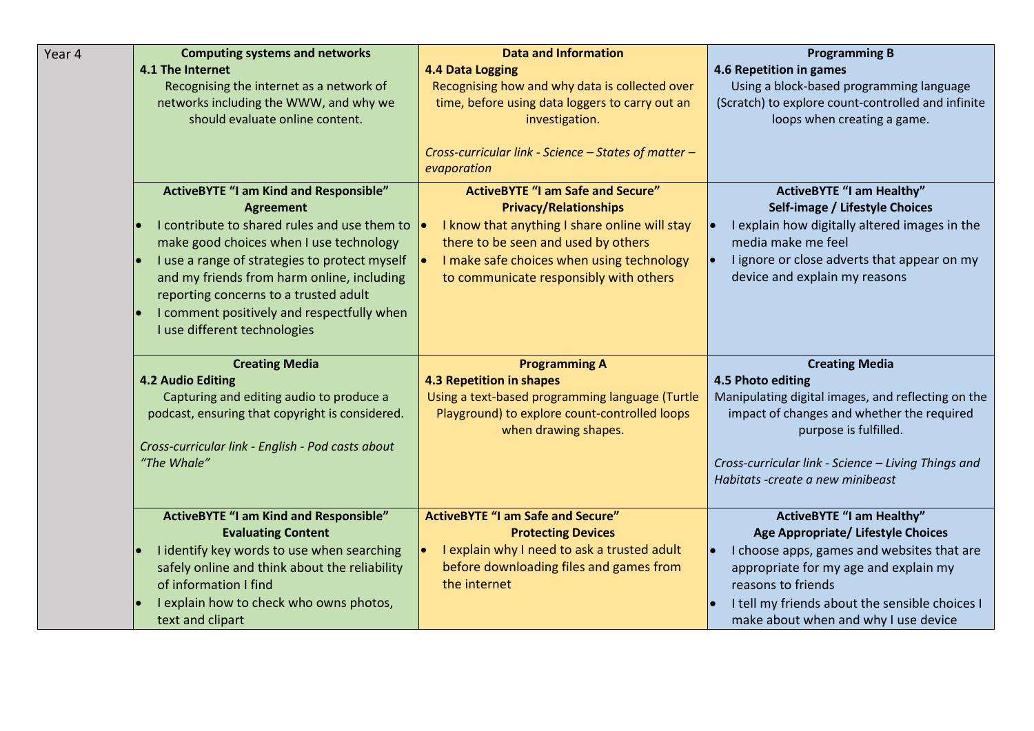| Year 4 | | | |
|---|---|---|---|
| | **Computing systems and networks**<br>**4.1 The Internet**<br>Recognising the internet as a network of networks including the WWW, and why we should evaluate online content. | **Data and Information**<br>**4.4 Data Logging**<br>Recognising how and why data is collected over time, before using data loggers to carry out an investigation.<br><br>*Cross-curricular link - Science – States of matter – evaporation* | **Programming B**<br>**4.6 Repetition in games**<br>Using a block-based programming language (Scratch) to explore count-controlled and infinite loops when creating a game. |
| | **ActiveBYTE "I am Kind and Responsible"**<br>**Agreement**<br>• I contribute to shared rules and use them to make good choices when I use technology<br>• I use a range of strategies to protect myself and my friends from harm online, including reporting concerns to a trusted adult<br>• I comment positively and respectfully when I use different technologies | **ActiveBYTE "I am Safe and Secure"**<br>**Privacy/Relationships**<br>• I know that anything I share online will stay there to be seen and used by others<br>• I make safe choices when using technology to communicate responsibly with others | **ActiveBYTE "I am Healthy"**<br>**Self-image / Lifestyle Choices**<br>• I explain how digitally altered images in the media make me feel<br>• I ignore or close adverts that appear on my device and explain my reasons |
| | **Creating Media**<br>**4.2 Audio Editing**<br>Capturing and editing audio to produce a podcast, ensuring that copyright is considered.<br><br>*Cross-curricular link - English - Pod casts about "The Whale"* | **Programming A**<br>**4.3 Repetition in shapes**<br>Using a text-based programming language (Turtle Playground) to explore count-controlled loops when drawing shapes. | **Creating Media**<br>**4.5 Photo editing**<br>Manipulating digital images, and reflecting on the impact of changes and whether the required purpose is fulfilled.<br><br>*Cross-curricular link - Science – Living Things and Habitats -create a new minibeast* |
| | **ActiveBYTE "I am Kind and Responsible"**<br>**Evaluating Content**<br>• I identify key words to use when searching safely online and think about the reliability of information I find<br>• I explain how to check who owns photos, text and clipart | **ActiveBYTE "I am Safe and Secure"**<br>**Protecting Devices**<br>• I explain why I need to ask a trusted adult before downloading files and games from the internet | **ActiveBYTE "I am Healthy"**<br>**Age Appropriate/ Lifestyle Choices**<br>• I choose apps, games and websites that are appropriate for my age and explain my reasons to friends<br>• I tell my friends about the sensible choices I make about when and why I use device |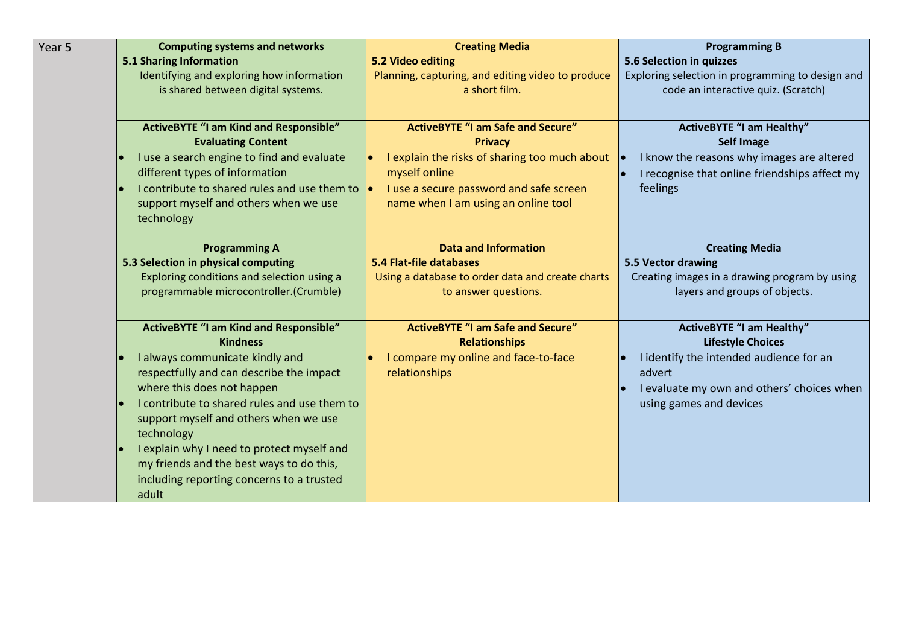| Year 5 | Computing systems and networks | Creating Media | Programming B |
| --- | --- | --- | --- |
| | **5.1 Sharing Information**<br>Identifying and exploring how information is shared between digital systems. | **5.2 Video editing**<br>Planning, capturing, and editing video to produce a short film. | **5.6 Selection in quizzes**<br>Exploring selection in programming to design and code an interactive quiz. (Scratch) |
| | **ActiveBYTE "I am Kind and Responsible"**<br>**Evaluating Content**<br>• I use a search engine to find and evaluate different types of information<br>• I contribute to shared rules and use them to support myself and others when we use technology | **ActiveBYTE "I am Safe and Secure"**<br>**Privacy**<br>• I explain the risks of sharing too much about myself online<br>• I use a secure password and safe screen name when I am using an online tool | **ActiveBYTE "I am Healthy"**<br>**Self Image**<br>• I know the reasons why images are altered<br>• I recognise that online friendships affect my feelings |
| | **Programming A**<br>**5.3 Selection in physical computing**<br>Exploring conditions and selection using a programmable microcontroller.(Crumble) | **Data and Information**<br>**5.4 Flat-file databases**<br>Using a database to order data and create charts to answer questions. | **Creating Media**<br>**5.5 Vector drawing**<br>Creating images in a drawing program by using layers and groups of objects. |
| | **ActiveBYTE "I am Kind and Responsible"**<br>**Kindness**<br>• I always communicate kindly and respectfully and can describe the impact where this does not happen<br>• I contribute to shared rules and use them to support myself and others when we use technology<br>• I explain why I need to protect myself and my friends and the best ways to do this, including reporting concerns to a trusted adult | **ActiveBYTE "I am Safe and Secure"**<br>**Relationships**<br>• I compare my online and face-to-face relationships | **ActiveBYTE "I am Healthy"**<br>**Lifestyle Choices**<br>• I identify the intended audience for an advert<br>• I evaluate my own and others' choices when using games and devices |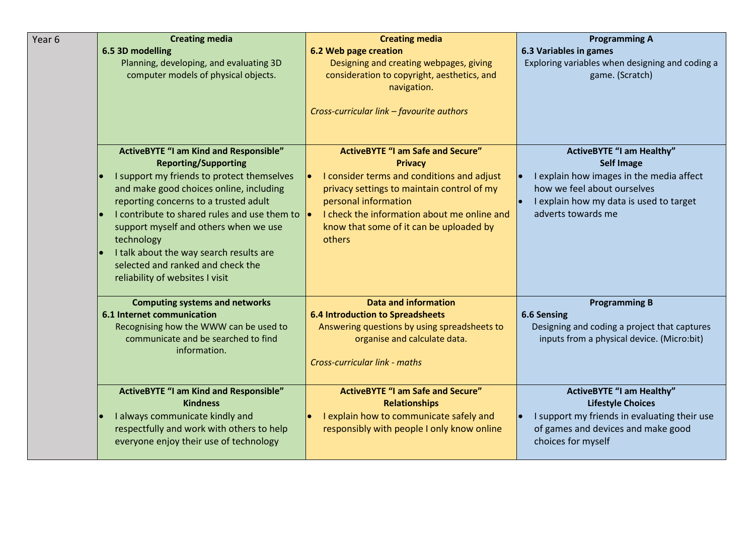| Year 6 | | | |
|---|---|---|---|
| | **Creating media**<br>**6.5 3D modelling**<br>Planning, developing, and evaluating 3D computer models of physical objects. | **Creating media**<br>**6.2 Web page creation**<br>Designing and creating webpages, giving consideration to copyright, aesthetics, and navigation.<br><br>*Cross-curricular link – favourite authors* | **Programming A**<br>**6.3 Variables in games**<br>Exploring variables when designing and coding a game. (Scratch) |
| | **ActiveBYTE "I am Kind and Responsible"**<br>**Reporting/Supporting**<br>• I support my friends to protect themselves and make good choices online, including reporting concerns to a trusted adult<br>• I contribute to shared rules and use them to support myself and others when we use technology<br>• I talk about the way search results are selected and ranked and check the reliability of websites I visit | **ActiveBYTE "I am Safe and Secure"**<br>**Privacy**<br>• I consider terms and conditions and adjust privacy settings to maintain control of my personal information<br>• I check the information about me online and know that some of it can be uploaded by others | **ActiveBYTE "I am Healthy"**<br>**Self Image**<br>• I explain how images in the media affect how we feel about ourselves<br>• I explain how my data is used to target adverts towards me |
| | **Computing systems and networks**<br>**6.1 Internet communication**<br>Recognising how the WWW can be used to communicate and be searched to find information. | **Data and information**<br>**6.4 Introduction to Spreadsheets**<br>Answering questions by using spreadsheets to organise and calculate data.<br><br>*Cross-curricular link - maths* | **Programming B**<br>**6.6 Sensing**<br>Designing and coding a project that captures inputs from a physical device. (Micro:bit) |
| | **ActiveBYTE "I am Kind and Responsible"**<br>**Kindness**<br>• I always communicate kindly and respectfully and work with others to help everyone enjoy their use of technology | **ActiveBYTE "I am Safe and Secure"**<br>**Relationships**<br>• I explain how to communicate safely and responsibly with people I only know online | **ActiveBYTE "I am Healthy"**<br>**Lifestyle Choices**<br>• I support my friends in evaluating their use of games and devices and make good choices for myself |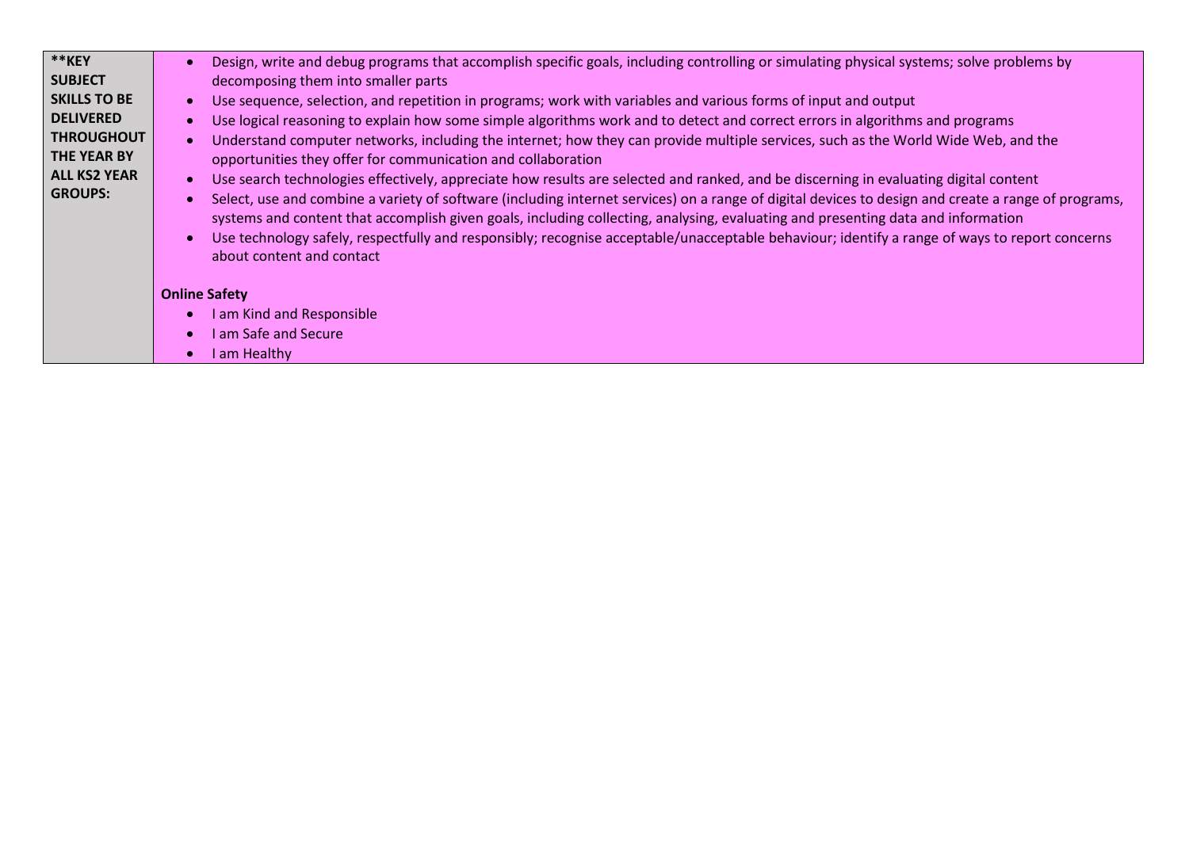| | |
|---|---|
| **KEY SUBJECT SKILLS TO BE DELIVERED THROUGHOUT THE YEAR BY ALL KS2 YEAR GROUPS:** | • Design, write and debug programs that accomplish specific goals, including controlling or simulating physical systems; solve problems by decomposing them into smaller parts<br>• Use sequence, selection, and repetition in programs; work with variables and various forms of input and output<br>• Use logical reasoning to explain how some simple algorithms work and to detect and correct errors in algorithms and programs<br>• Understand computer networks, including the internet; how they can provide multiple services, such as the World Wide Web, and the opportunities they offer for communication and collaboration<br>• Use search technologies effectively, appreciate how results are selected and ranked, and be discerning in evaluating digital content<br>• Select, use and combine a variety of software (including internet services) on a range of digital devices to design and create a range of programs, systems and content that accomplish given goals, including collecting, analysing, evaluating and presenting data and information<br>• Use technology safely, respectfully and responsibly; recognise acceptable/unacceptable behaviour; identify a range of ways to report concerns about content and contact<br><br>**Online Safety**<br>• I am Kind and Responsible<br>• I am Safe and Secure<br>• I am Healthy |